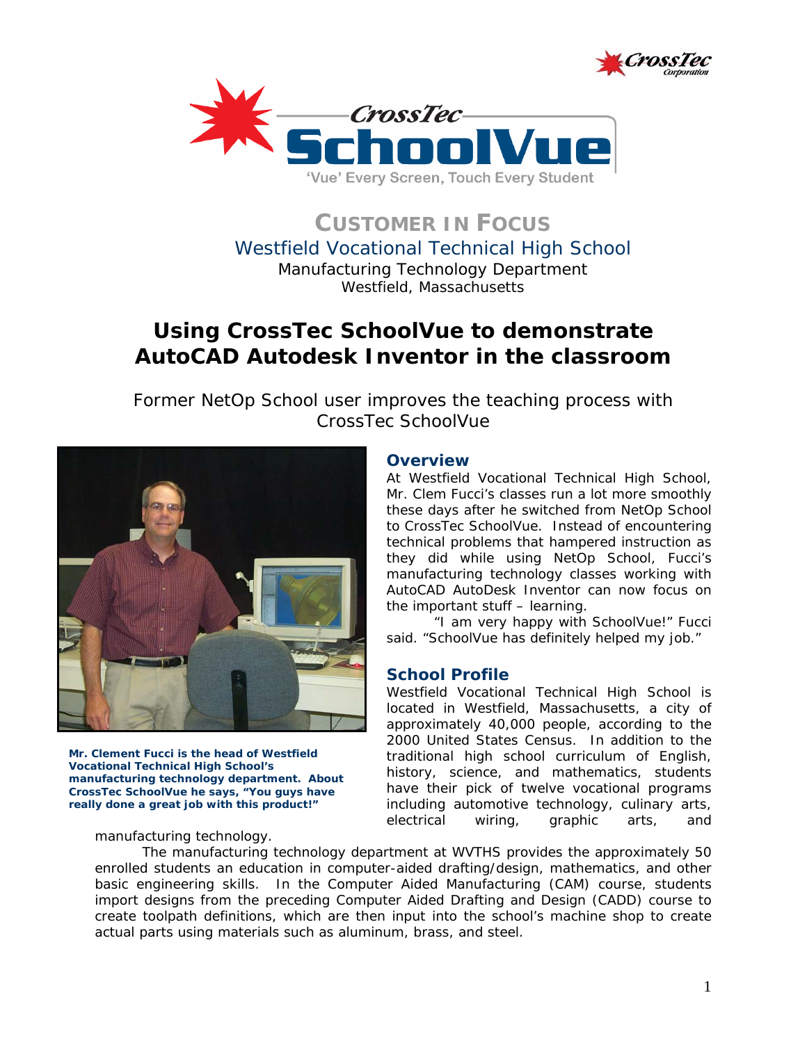CrossTec SchoolVue

'Vue' Every Screen, Touch Every Student

## CUSTOMER IN FOCUS

Westfield Vocational Technical High School

Manufacturing Technology Department

Westfield, Massachusetts

# Using CrossTec SchoolVue to demonstrate AutoCAD Autodesk Inventor in the classroom

Former NetOp School user improves the teaching process with CrossTec SchoolVue

**Mr. Clement Fucci is the head of Westfield Vocational Technical High School's manufacturing technology department. About CrossTec SchoolVue he says, "You guys have really done a great job with this product!"**

## Overview

At Westfield Vocational Technical High School, Mr. Clem Fucci's classes run a lot more smoothly these days after he switched from NetOp School to CrossTec SchoolVue. Instead of encountering technical problems that hampered instruction as they did while using NetOp School, Fucci's manufacturing technology classes working with AutoCAD AutoDesk Inventor can now focus on the important stuff – learning.

"I am very happy with SchoolVue!" Fucci said. "SchoolVue has definitely helped my job."

## School Profile

Westfield Vocational Technical High School is located in Westfield, Massachusetts, a city of approximately 40,000 people, according to the 2000 United States Census. In addition to the traditional high school curriculum of English, history, science, and mathematics, students have their pick of twelve vocational programs including automotive technology, culinary arts, electrical wiring, graphic arts, and manufacturing technology.

The manufacturing technology department at WVTHS provides the approximately 50 enrolled students an education in computer-aided drafting/design, mathematics, and other basic engineering skills. In the Computer Aided Manufacturing (CAM) course, students import designs from the preceding Computer Aided Drafting and Design (CADD) course to create toolpath definitions, which are then input into the school's machine shop to create actual parts using materials such as aluminum, brass, and steel.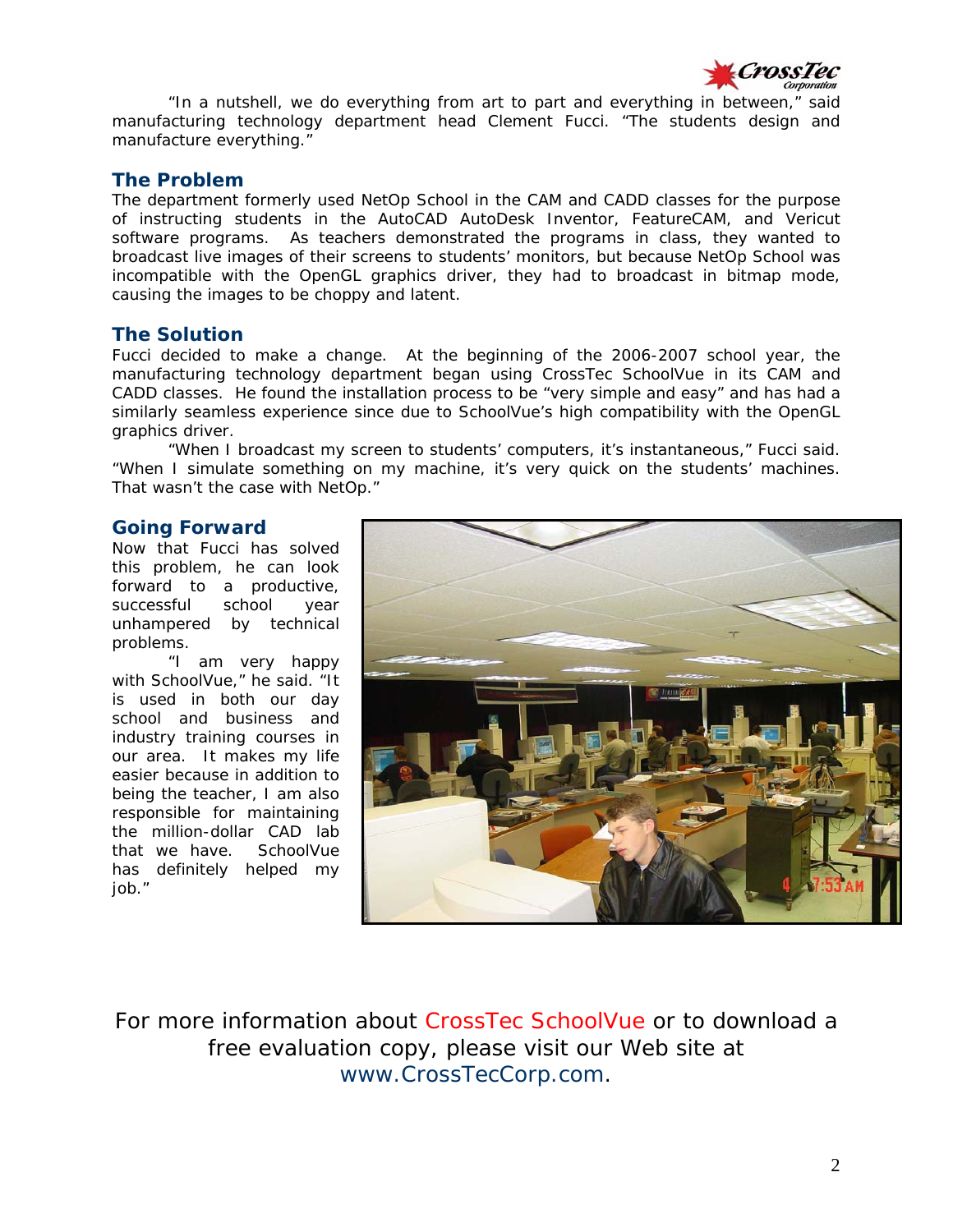"In a nutshell, we do everything from art to part and everything in between," said manufacturing technology department head Clement Fucci. "The students design and manufacture everything."

## The Problem

The department formerly used NetOp School in the CAM and CADD classes for the purpose of instructing students in the AutoCAD AutoDesk Inventor, FeatureCAM, and Vericut software programs. As teachers demonstrated the programs in class, they wanted to broadcast live images of their screens to students' monitors, but because NetOp School was incompatible with the OpenGL graphics driver, they had to broadcast in bitmap mode, causing the images to be choppy and latent.

## The Solution

Fucci decided to make a change. At the beginning of the 2006-2007 school year, the manufacturing technology department began using CrossTec SchoolVue in its CAM and CADD classes. He found the installation process to be "very simple and easy" and has had a similarly seamless experience since due to SchoolVue's high compatibility with the OpenGL graphics driver.

"When I broadcast my screen to students' computers, it's instantaneous," Fucci said. "When I simulate something on my machine, it's very quick on the students' machines. That wasn't the case with NetOp."

## Going Forward

Now that Fucci has solved this problem, he can look forward to a productive, successful school year unhampered by technical problems.

"I am very happy with SchoolVue," he said. "It is used in both our day school and business and industry training courses in our area. It makes my life easier because in addition to being the teacher, I am also responsible for maintaining the million-dollar CAD lab that we have. SchoolVue has definitely helped my job."

For more information about CrossTec SchoolVue or to download a free evaluation copy, please visit our Web site at www.CrossTecCorp.com.